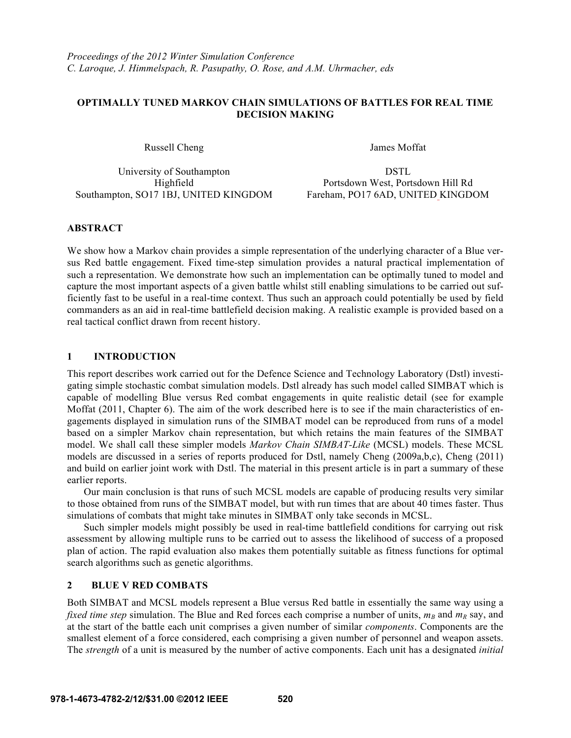*Proceedings of the 2012 Winter Simulation Conference*
*C. Laroque, J. Himmelspach, R. Pasupathy, O. Rose, and A.M. Uhrmacher, eds*

# OPTIMALLY TUNED MARKOV CHAIN SIMULATIONS OF BATTLES FOR REAL TIME DECISION MAKING

Russell Cheng
University of Southampton
Highfield
Southampton, SO17 1BJ, UNITED KINGDOM

James Moffat
DSTL
Portsdown West, Portsdown Hill Rd
Fareham, PO17 6AD, UNITED KINGDOM

## ABSTRACT

We show how a Markov chain provides a simple representation of the underlying character of a Blue versus Red battle engagement. Fixed time-step simulation provides a natural practical implementation of such a representation. We demonstrate how such an implementation can be optimally tuned to model and capture the most important aspects of a given battle whilst still enabling simulations to be carried out sufficiently fast to be useful in a real-time context. Thus such an approach could potentially be used by field commanders as an aid in real-time battlefield decision making. A realistic example is provided based on a real tactical conflict drawn from recent history.

## 1 INTRODUCTION

This report describes work carried out for the Defence Science and Technology Laboratory (Dstl) investigating simple stochastic combat simulation models. Dstl already has such model called SIMBAT which is capable of modelling Blue versus Red combat engagements in quite realistic detail (see for example Moffat (2011, Chapter 6). The aim of the work described here is to see if the main characteristics of engagements displayed in simulation runs of the SIMBAT model can be reproduced from runs of a model based on a simpler Markov chain representation, but which retains the main features of the SIMBAT model. We shall call these simpler models *Markov Chain SIMBAT-Like* (MCSL) models. These MCSL models are discussed in a series of reports produced for Dstl, namely Cheng (2009a,b,c), Cheng (2011) and build on earlier joint work with Dstl. The material in this present article is in part a summary of these earlier reports.

Our main conclusion is that runs of such MCSL models are capable of producing results very similar to those obtained from runs of the SIMBAT model, but with run times that are about 40 times faster. Thus simulations of combats that might take minutes in SIMBAT only take seconds in MCSL.

Such simpler models might possibly be used in real-time battlefield conditions for carrying out risk assessment by allowing multiple runs to be carried out to assess the likelihood of success of a proposed plan of action. The rapid evaluation also makes them potentially suitable as fitness functions for optimal search algorithms such as genetic algorithms.

## 2 BLUE V RED COMBATS

Both SIMBAT and MCSL models represent a Blue versus Red battle in essentially the same way using a *fixed time step* simulation. The Blue and Red forces each comprise a number of units, $m_B$ and $m_R$ say, and at the start of the battle each unit comprises a given number of similar *components*. Components are the smallest element of a force considered, each comprising a given number of personnel and weapon assets. The *strength* of a unit is measured by the number of active components. Each unit has a designated *initial*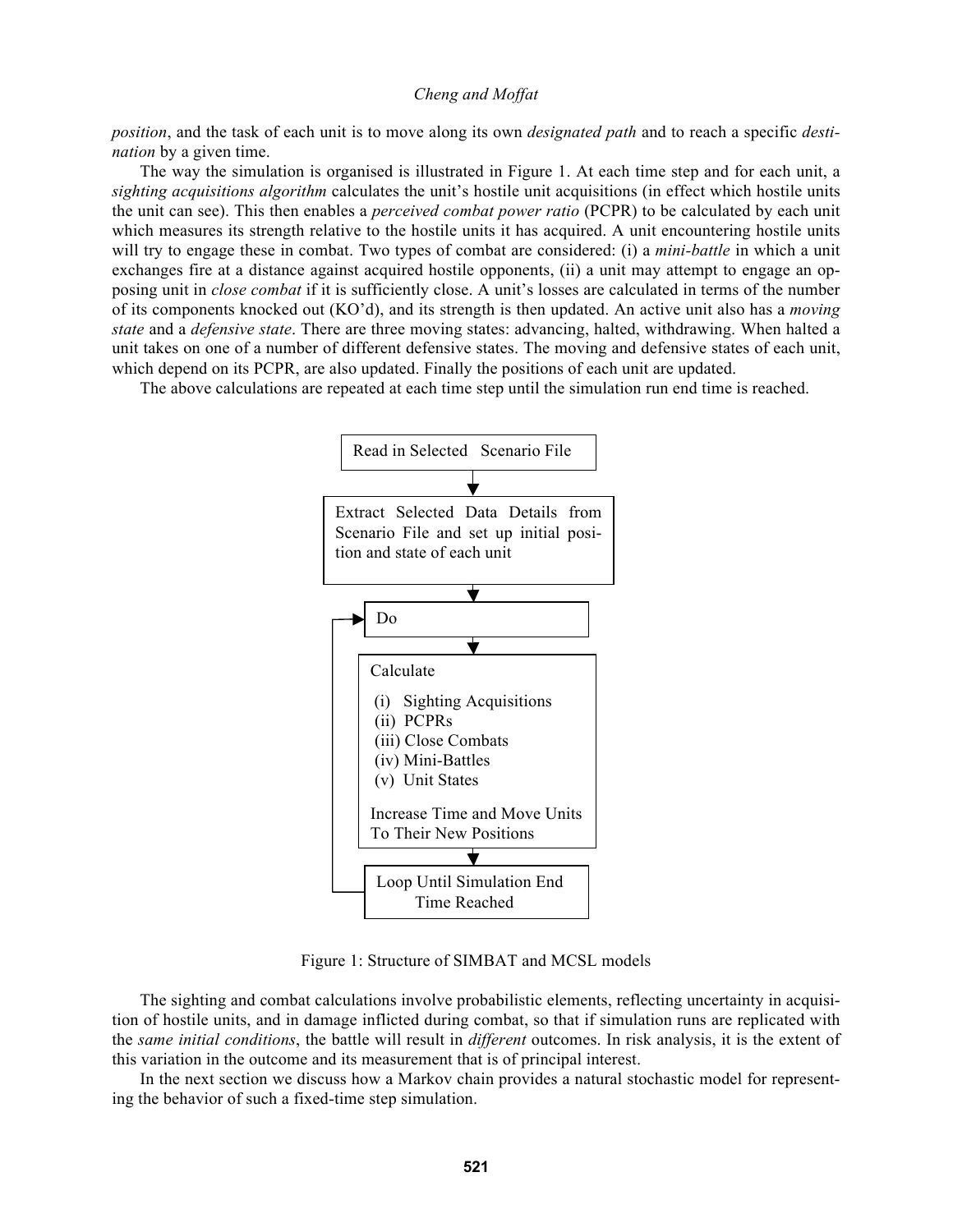*position*, and the task of each unit is to move along its own *designated path* and to reach a specific *destination* by a given time.

The way the simulation is organised is illustrated in Figure 1. At each time step and for each unit, a *sighting acquisitions algorithm* calculates the unit's hostile unit acquisitions (in effect which hostile units the unit can see). This then enables a *perceived combat power ratio* (PCPR) to be calculated by each unit which measures its strength relative to the hostile units it has acquired. A unit encountering hostile units will try to engage these in combat. Two types of combat are considered: (i) a *mini-battle* in which a unit exchanges fire at a distance against acquired hostile opponents, (ii) a unit may attempt to engage an opposing unit in *close combat* if it is sufficiently close. A unit's losses are calculated in terms of the number of its components knocked out (KO'd), and its strength is then updated. An active unit also has a *moving state* and a *defensive state*. There are three moving states: advancing, halted, withdrawing. When halted a unit takes on one of a number of different defensive states. The moving and defensive states of each unit, which depend on its PCPR, are also updated. Finally the positions of each unit are updated.

The above calculations are repeated at each time step until the simulation run end time is reached.

Read in Selected Scenario File

Extract Selected Data Details from Scenario File and set up initial position and state of each unit

Do

Calculate

(i) Sighting Acquisitions
(ii) PCPRs
(iii) Close Combats
(iv) Mini-Battles
(v) Unit States

Increase Time and Move Units To Their New Positions

Loop Until Simulation End Time Reached

Figure 1: Structure of SIMBAT and MCSL models

The sighting and combat calculations involve probabilistic elements, reflecting uncertainty in acquisition of hostile units, and in damage inflicted during combat, so that if simulation runs are replicated with the *same initial conditions*, the battle will result in *different* outcomes. In risk analysis, it is the extent of this variation in the outcome and its measurement that is of principal interest.

In the next section we discuss how a Markov chain provides a natural stochastic model for representing the behavior of such a fixed-time step simulation.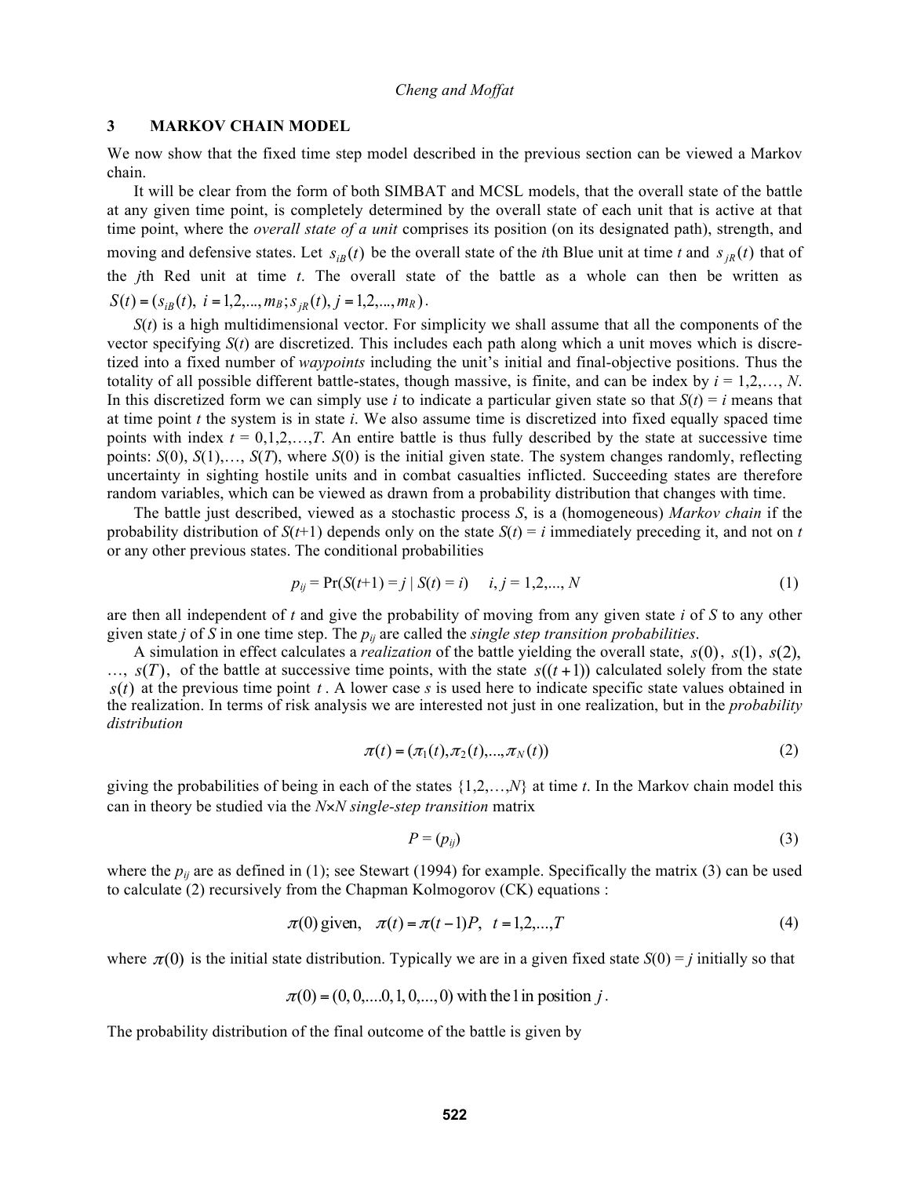## 3 MARKOV CHAIN MODEL

We now show that the fixed time step model described in the previous section can be viewed a Markov chain.

It will be clear from the form of both SIMBAT and MCSL models, that the overall state of the battle at any given time point, is completely determined by the overall state of each unit that is active at that time point, where the *overall state of a unit* comprises its position (on its designated path), strength, and moving and defensive states. Let $s_{iB}(t)$ be the overall state of the *i*th Blue unit at time *t* and $s_{jR}(t)$ that of the *j*th Red unit at time *t*. The overall state of the battle as a whole can then be written as $S(t) = (s_{iB}(t),\ i = 1,2,..., m_B; s_{jR}(t), j = 1,2,..., m_R)$.

*S*(*t*) is a high multidimensional vector. For simplicity we shall assume that all the components of the vector specifying *S*(*t*) are discretized. This includes each path along which a unit moves which is discretized into a fixed number of *waypoints* including the unit's initial and final-objective positions. Thus the totality of all possible different battle-states, though massive, is finite, and can be index by $i = 1,2,\ldots, N$. In this discretized form we can simply use *i* to indicate a particular given state so that $S(t) = i$ means that at time point *t* the system is in state *i*. We also assume time is discretized into fixed equally spaced time points with index $t = 0,1,2,\ldots,T$. An entire battle is thus fully described by the state at successive time points: $S(0), S(1),\ldots, S(T)$, where $S(0)$ is the initial given state. The system changes randomly, reflecting uncertainty in sighting hostile units and in combat casualties inflicted. Succeeding states are therefore random variables, which can be viewed as drawn from a probability distribution that changes with time.

The battle just described, viewed as a stochastic process *S*, is a (homogeneous) *Markov chain* if the probability distribution of $S(t+1)$ depends only on the state $S(t) = i$ immediately preceding it, and not on *t* or any other previous states. The conditional probabilities

$$p_{ij} = \Pr(S(t+1) = j \mid S(t) = i) \quad i, j = 1,2,..., N \tag{1}$$

are then all independent of *t* and give the probability of moving from any given state *i* of *S* to any other given state *j* of *S* in one time step. The $p_{ij}$ are called the *single step transition probabilities*.

A simulation in effect calculates a *realization* of the battle yielding the overall state, $s(0)$, $s(1)$, $s(2)$, …, $s(T)$, of the battle at successive time points, with the state $s((t+1))$ calculated solely from the state $s(t)$ at the previous time point $t$. A lower case *s* is used here to indicate specific state values obtained in the realization. In terms of risk analysis we are interested not just in one realization, but in the *probability distribution*

$$\pi(t) = (\pi_1(t), \pi_2(t), ..., \pi_N(t)) \tag{2}$$

giving the probabilities of being in each of the states $\{1,2,\ldots,N\}$ at time *t*. In the Markov chain model this can in theory be studied via the $N\times N$ *single-step transition* matrix

$$P = (p_{ij}) \tag{3}$$

where the $p_{ij}$ are as defined in (1); see Stewart (1994) for example. Specifically the matrix (3) can be used to calculate (2) recursively from the Chapman Kolmogorov (CK) equations :

$$\pi(0) \text{ given}, \quad \pi(t) = \pi(t-1)P, \quad t = 1,2,...,T \tag{4}$$

where $\pi(0)$ is the initial state distribution. Typically we are in a given fixed state $S(0) = j$ initially so that

$$\pi(0) = (0, 0, ....0, 1, 0, ..., 0) \text{ with the 1 in position } j.$$

The probability distribution of the final outcome of the battle is given by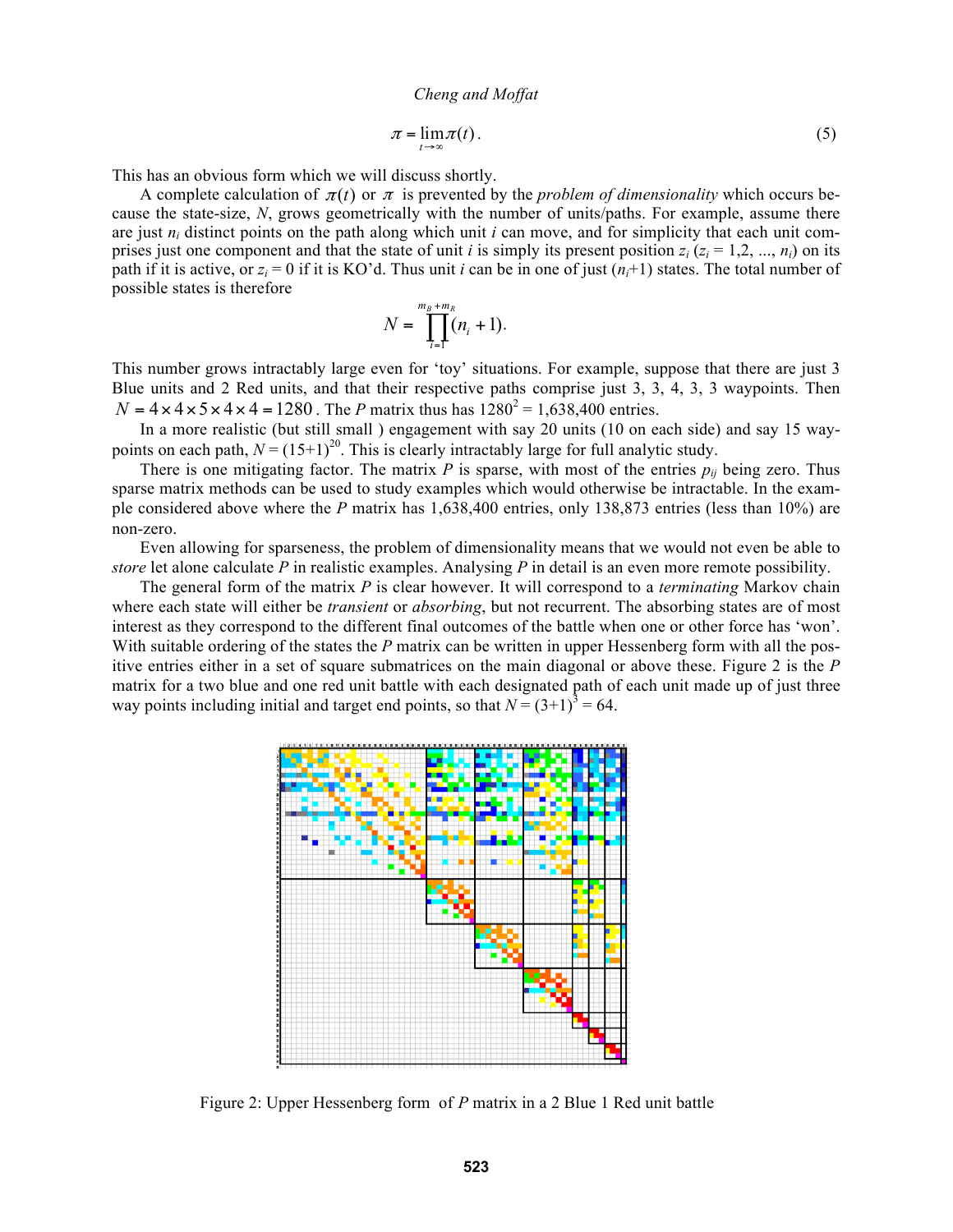$$\pi = \lim_{t \to \infty} \pi(t). \tag{5}$$

This has an obvious form which we will discuss shortly.

A complete calculation of $\pi(t)$ or $\pi$ is prevented by the *problem of dimensionality* which occurs because the state-size, $N$, grows geometrically with the number of units/paths. For example, assume there are just $n_i$ distinct points on the path along which unit $i$ can move, and for simplicity that each unit comprises just one component and that the state of unit $i$ is simply its present position $z_i$ ($z_i = 1,2, ..., n_i$) on its path if it is active, or $z_i = 0$ if it is KO'd. Thus unit $i$ can be in one of just $(n_i+1)$ states. The total number of possible states is therefore

$$N = \prod_{i=1}^{m_B + m_R} (n_i + 1).$$

This number grows intractably large even for 'toy' situations. For example, suppose that there are just 3 Blue units and 2 Red units, and that their respective paths comprise just 3, 3, 4, 3, 3 waypoints. Then $N = 4 \times 4 \times 5 \times 4 \times 4 = 1280$. The $P$ matrix thus has $1280^2 = 1{,}638{,}400$ entries.

In a more realistic (but still small ) engagement with say 20 units (10 on each side) and say 15 waypoints on each path, $N = (15+1)^{20}$. This is clearly intractably large for full analytic study.

There is one mitigating factor. The matrix $P$ is sparse, with most of the entries $p_{ij}$ being zero. Thus sparse matrix methods can be used to study examples which would otherwise be intractable. In the example considered above where the $P$ matrix has 1,638,400 entries, only 138,873 entries (less than 10%) are non-zero.

Even allowing for sparseness, the problem of dimensionality means that we would not even be able to *store* let alone calculate $P$ in realistic examples. Analysing $P$ in detail is an even more remote possibility.

The general form of the matrix $P$ is clear however. It will correspond to a *terminating* Markov chain where each state will either be *transient* or *absorbing*, but not recurrent. The absorbing states are of most interest as they correspond to the different final outcomes of the battle when one or other force has 'won'. With suitable ordering of the states the $P$ matrix can be written in upper Hessenberg form with all the positive entries either in a set of square submatrices on the main diagonal or above these. Figure 2 is the $P$ matrix for a two blue and one red unit battle with each designated path of each unit made up of just three way points including initial and target end points, so that $N = (3+1)^3 = 64$.

Figure 2: Upper Hessenberg form of $P$ matrix in a 2 Blue 1 Red unit battle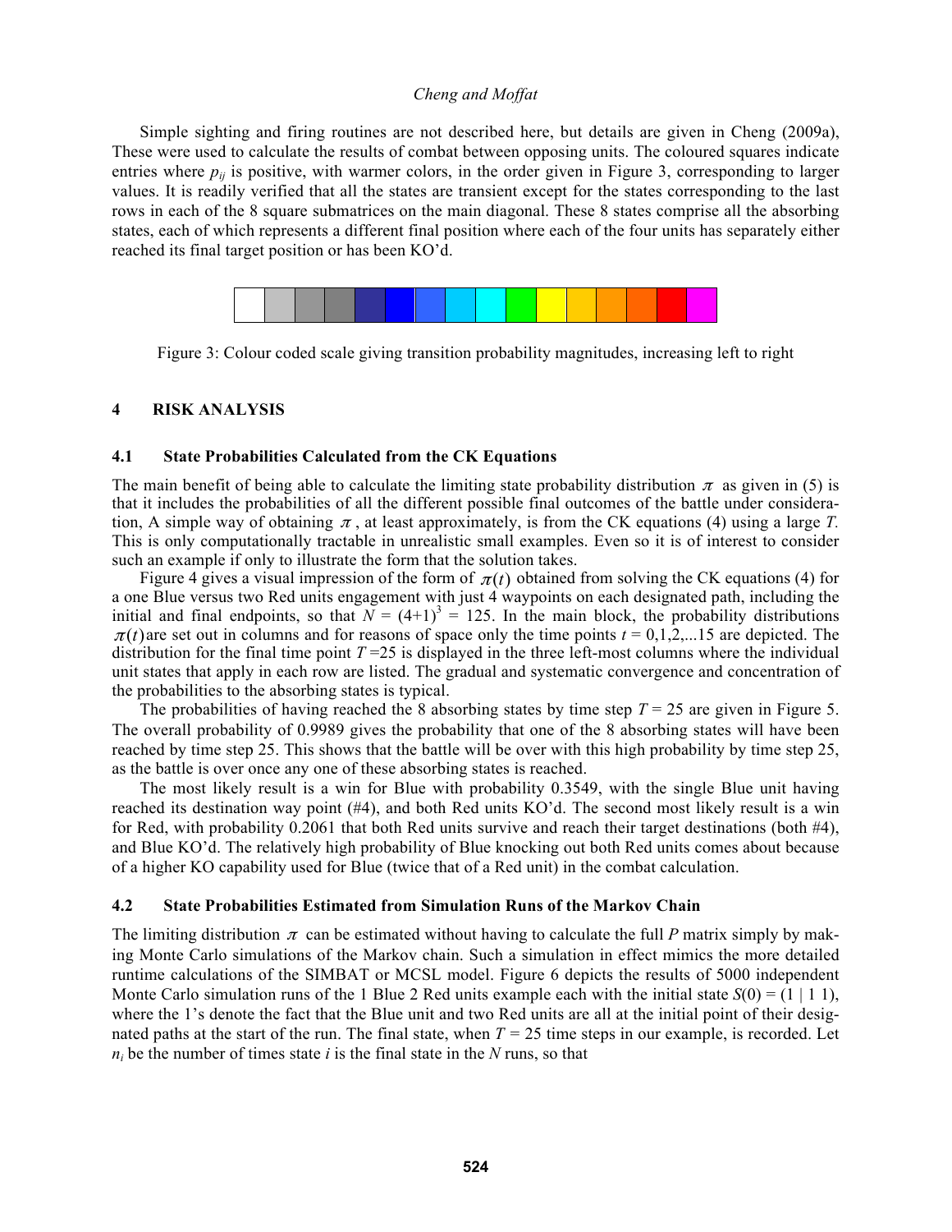Simple sighting and firing routines are not described here, but details are given in Cheng (2009a), These were used to calculate the results of combat between opposing units. The coloured squares indicate entries where $p_{ij}$ is positive, with warmer colors, in the order given in Figure 3, corresponding to larger values. It is readily verified that all the states are transient except for the states corresponding to the last rows in each of the 8 square submatrices on the main diagonal. These 8 states comprise all the absorbing states, each of which represents a different final position where each of the four units has separately either reached its final target position or has been KO'd.

Figure 3: Colour coded scale giving transition probability magnitudes, increasing left to right

## 4 RISK ANALYSIS

### 4.1 State Probabilities Calculated from the CK Equations

The main benefit of being able to calculate the limiting state probability distribution $\pi$ as given in (5) is that it includes the probabilities of all the different possible final outcomes of the battle under consideration, A simple way of obtaining $\pi$, at least approximately, is from the CK equations (4) using a large *T.* This is only computationally tractable in unrealistic small examples. Even so it is of interest to consider such an example if only to illustrate the form that the solution takes.

Figure 4 gives a visual impression of the form of $\pi(t)$ obtained from solving the CK equations (4) for a one Blue versus two Red units engagement with just 4 waypoints on each designated path, including the initial and final endpoints, so that $N = (4+1)^3 = 125$. In the main block, the probability distributions $\pi(t)$ are set out in columns and for reasons of space only the time points $t = 0,1,2,...15$ are depicted. The distribution for the final time point $T = 25$ is displayed in the three left-most columns where the individual unit states that apply in each row are listed. The gradual and systematic convergence and concentration of the probabilities to the absorbing states is typical.

The probabilities of having reached the 8 absorbing states by time step $T = 25$ are given in Figure 5. The overall probability of 0.9989 gives the probability that one of the 8 absorbing states will have been reached by time step 25. This shows that the battle will be over with this high probability by time step 25, as the battle is over once any one of these absorbing states is reached.

The most likely result is a win for Blue with probability 0.3549, with the single Blue unit having reached its destination way point (#4), and both Red units KO'd. The second most likely result is a win for Red, with probability 0.2061 that both Red units survive and reach their target destinations (both #4), and Blue KO'd. The relatively high probability of Blue knocking out both Red units comes about because of a higher KO capability used for Blue (twice that of a Red unit) in the combat calculation.

### 4.2 State Probabilities Estimated from Simulation Runs of the Markov Chain

The limiting distribution $\pi$ can be estimated without having to calculate the full $P$ matrix simply by making Monte Carlo simulations of the Markov chain. Such a simulation in effect mimics the more detailed runtime calculations of the SIMBAT or MCSL model. Figure 6 depicts the results of 5000 independent Monte Carlo simulation runs of the 1 Blue 2 Red units example each with the initial state $S(0) = (1 \mid 1\ 1)$, where the 1's denote the fact that the Blue unit and two Red units are all at the initial point of their designated paths at the start of the run. The final state, when $T = 25$ time steps in our example, is recorded. Let $n_i$ be the number of times state $i$ is the final state in the $N$ runs, so that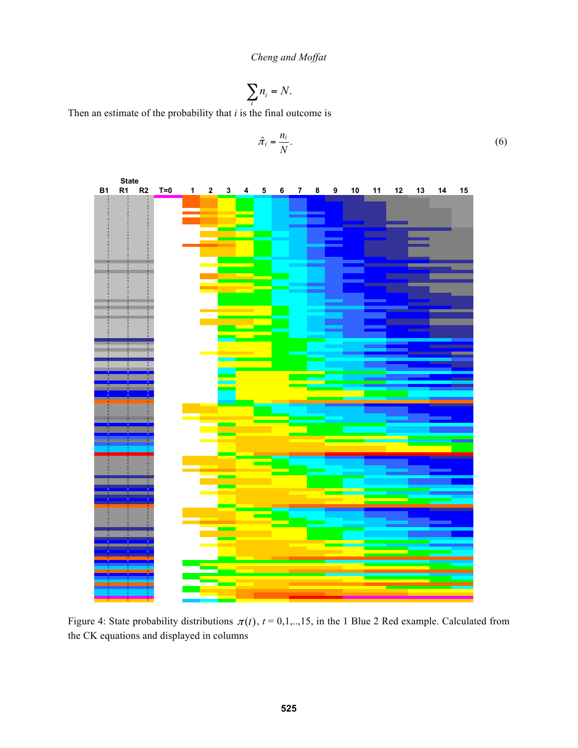$$\sum_i n_i = N.$$

Then an estimate of the probability that $i$ is the final outcome is

$$\hat{\pi}_i = \frac{n_i}{N}. \tag{6}$$

Figure 4: State probability distributions $\pi(t)$, $t = 0,1,..,15$, in the 1 Blue 2 Red example. Calculated from the CK equations and displayed in columns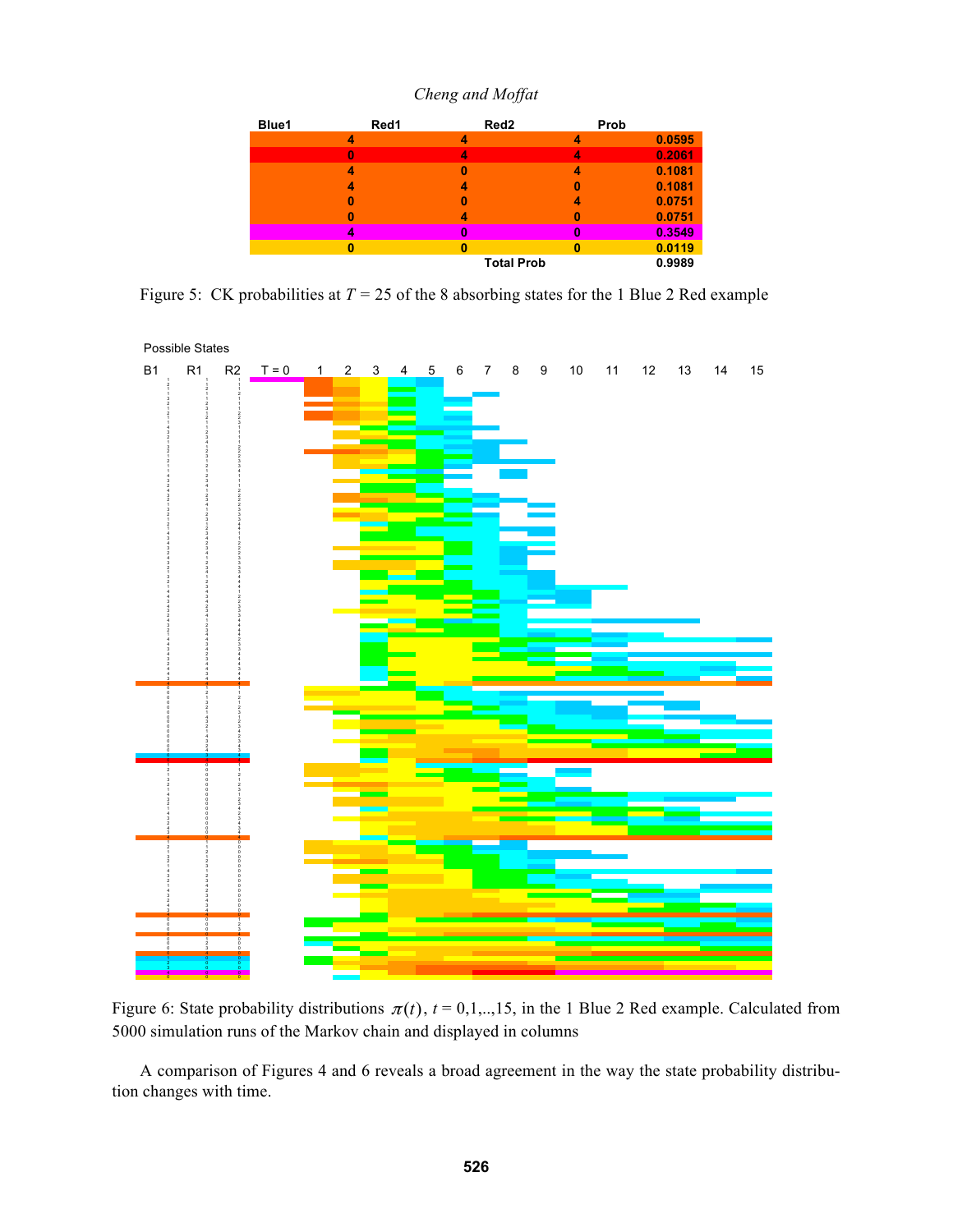| Blue1 | Red1 | Red2 | Prob |
|---|---|---|---|
| 4 | 4 | 4 | 0.0595 |
| 0 | 4 | 4 | 0.2061 |
| 4 | 0 | 4 | 0.1081 |
| 4 | 4 | 0 | 0.1081 |
| 0 | 0 | 4 | 0.0751 |
| 0 | 4 | 0 | 0.0751 |
| 4 | 0 | 0 | 0.3549 |
| 0 | 0 | 0 | 0.0119 |
| | | Total Prob | 0.9989 |

Figure 5: CK probabilities at $T$ = 25 of the 8 absorbing states for the 1 Blue 2 Red example

Figure 6: State probability distributions $\pi(t)$, $t$ = 0,1,..,15, in the 1 Blue 2 Red example. Calculated from 5000 simulation runs of the Markov chain and displayed in columns

A comparison of Figures 4 and 6 reveals a broad agreement in the way the state probability distribution changes with time.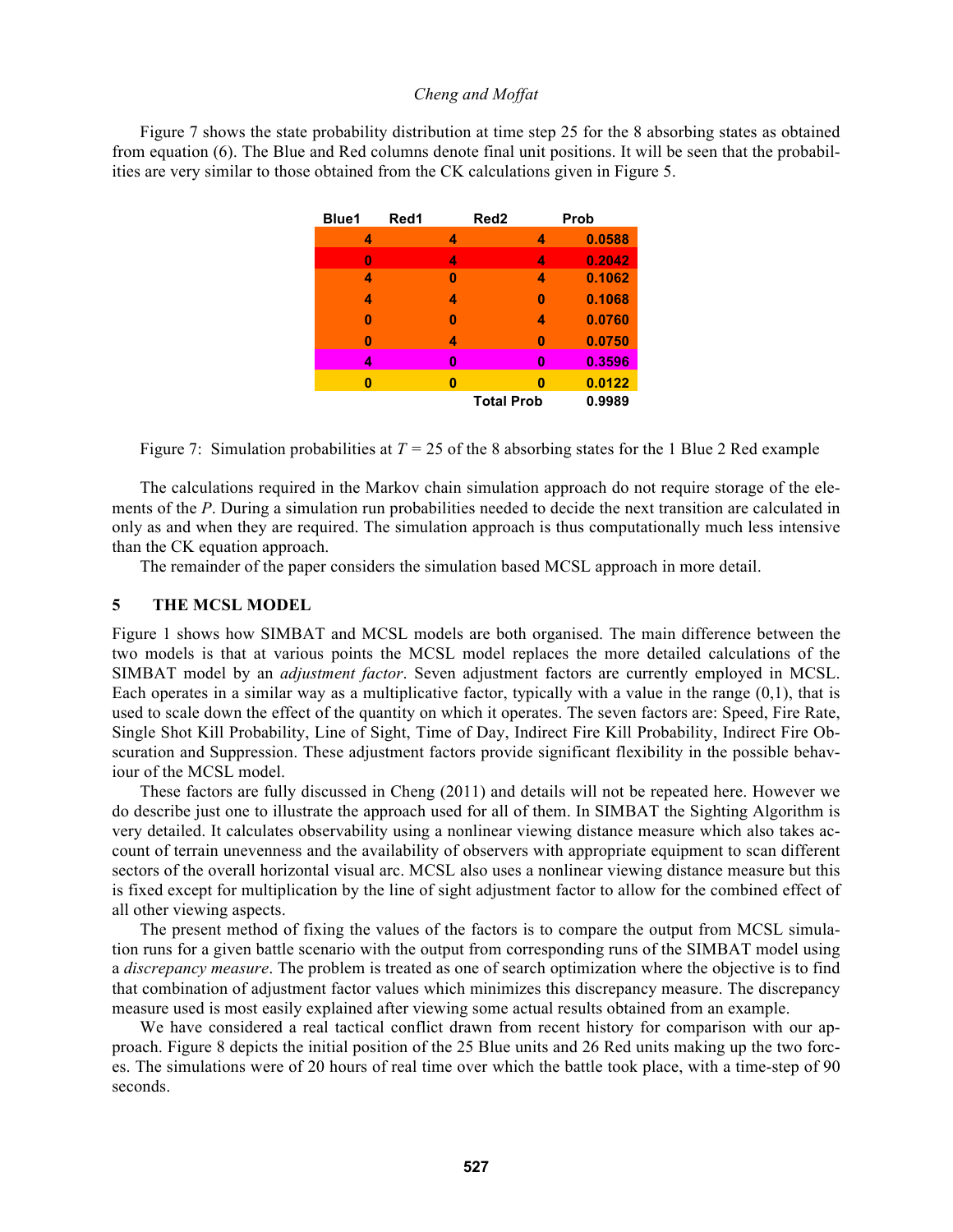Figure 7 shows the state probability distribution at time step 25 for the 8 absorbing states as obtained from equation (6). The Blue and Red columns denote final unit positions. It will be seen that the probabilities are very similar to those obtained from the CK calculations given in Figure 5.

| Blue1 | Red1 | Red2 | Prob |
|---|---|---|---|
| 4 | 4 | 4 | 0.0588 |
| 0 | 4 | 4 | 0.2042 |
| 4 | 0 | 4 | 0.1062 |
| 4 | 4 | 0 | 0.1068 |
| 0 | 0 | 4 | 0.0760 |
| 0 | 4 | 0 | 0.0750 |
| 4 | 0 | 0 | 0.3596 |
| 0 | 0 | 0 | 0.0122 |
| | | Total Prob | 0.9989 |

Figure 7: Simulation probabilities at $T = 25$ of the 8 absorbing states for the 1 Blue 2 Red example

The calculations required in the Markov chain simulation approach do not require storage of the elements of the $P$. During a simulation run probabilities needed to decide the next transition are calculated in only as and when they are required. The simulation approach is thus computationally much less intensive than the CK equation approach.

The remainder of the paper considers the simulation based MCSL approach in more detail.

## 5 THE MCSL MODEL

Figure 1 shows how SIMBAT and MCSL models are both organised. The main difference between the two models is that at various points the MCSL model replaces the more detailed calculations of the SIMBAT model by an *adjustment factor*. Seven adjustment factors are currently employed in MCSL. Each operates in a similar way as a multiplicative factor, typically with a value in the range (0,1), that is used to scale down the effect of the quantity on which it operates. The seven factors are: Speed, Fire Rate, Single Shot Kill Probability, Line of Sight, Time of Day, Indirect Fire Kill Probability, Indirect Fire Obscuration and Suppression. These adjustment factors provide significant flexibility in the possible behaviour of the MCSL model.

These factors are fully discussed in Cheng (2011) and details will not be repeated here. However we do describe just one to illustrate the approach used for all of them. In SIMBAT the Sighting Algorithm is very detailed. It calculates observability using a nonlinear viewing distance measure which also takes account of terrain unevenness and the availability of observers with appropriate equipment to scan different sectors of the overall horizontal visual arc. MCSL also uses a nonlinear viewing distance measure but this is fixed except for multiplication by the line of sight adjustment factor to allow for the combined effect of all other viewing aspects.

The present method of fixing the values of the factors is to compare the output from MCSL simulation runs for a given battle scenario with the output from corresponding runs of the SIMBAT model using a *discrepancy measure*. The problem is treated as one of search optimization where the objective is to find that combination of adjustment factor values which minimizes this discrepancy measure. The discrepancy measure used is most easily explained after viewing some actual results obtained from an example.

We have considered a real tactical conflict drawn from recent history for comparison with our approach. Figure 8 depicts the initial position of the 25 Blue units and 26 Red units making up the two forces. The simulations were of 20 hours of real time over which the battle took place, with a time-step of 90 seconds.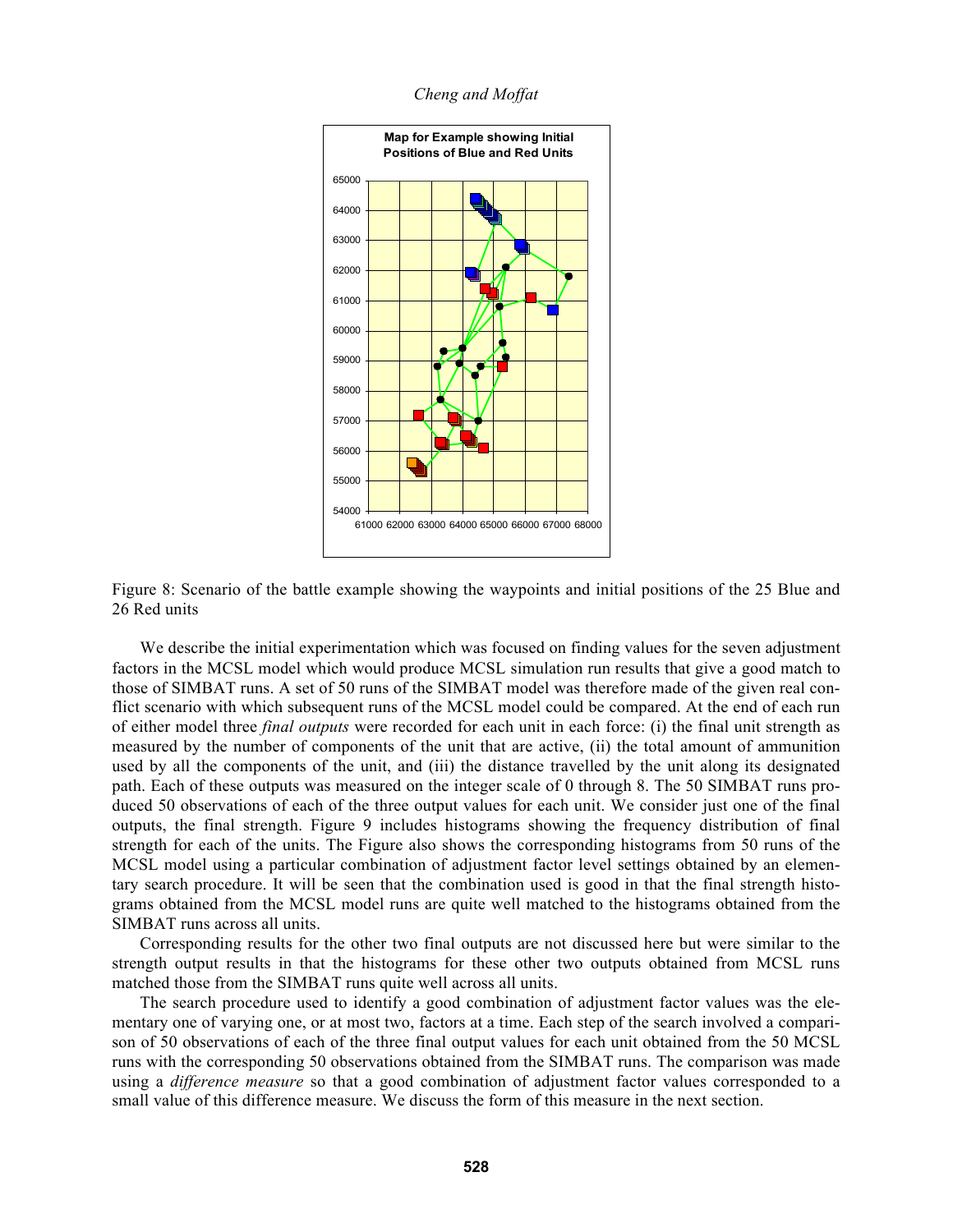Figure 8: Scenario of the battle example showing the waypoints and initial positions of the 25 Blue and 26 Red units

We describe the initial experimentation which was focused on finding values for the seven adjustment factors in the MCSL model which would produce MCSL simulation run results that give a good match to those of SIMBAT runs. A set of 50 runs of the SIMBAT model was therefore made of the given real conflict scenario with which subsequent runs of the MCSL model could be compared. At the end of each run of either model three *final outputs* were recorded for each unit in each force: (i) the final unit strength as measured by the number of components of the unit that are active, (ii) the total amount of ammunition used by all the components of the unit, and (iii) the distance travelled by the unit along its designated path. Each of these outputs was measured on the integer scale of 0 through 8. The 50 SIMBAT runs produced 50 observations of each of the three output values for each unit. We consider just one of the final outputs, the final strength. Figure 9 includes histograms showing the frequency distribution of final strength for each of the units. The Figure also shows the corresponding histograms from 50 runs of the MCSL model using a particular combination of adjustment factor level settings obtained by an elementary search procedure. It will be seen that the combination used is good in that the final strength histograms obtained from the MCSL model runs are quite well matched to the histograms obtained from the SIMBAT runs across all units.

Corresponding results for the other two final outputs are not discussed here but were similar to the strength output results in that the histograms for these other two outputs obtained from MCSL runs matched those from the SIMBAT runs quite well across all units.

The search procedure used to identify a good combination of adjustment factor values was the elementary one of varying one, or at most two, factors at a time. Each step of the search involved a comparison of 50 observations of each of the three final output values for each unit obtained from the 50 MCSL runs with the corresponding 50 observations obtained from the SIMBAT runs. The comparison was made using a *difference measure* so that a good combination of adjustment factor values corresponded to a small value of this difference measure. We discuss the form of this measure in the next section.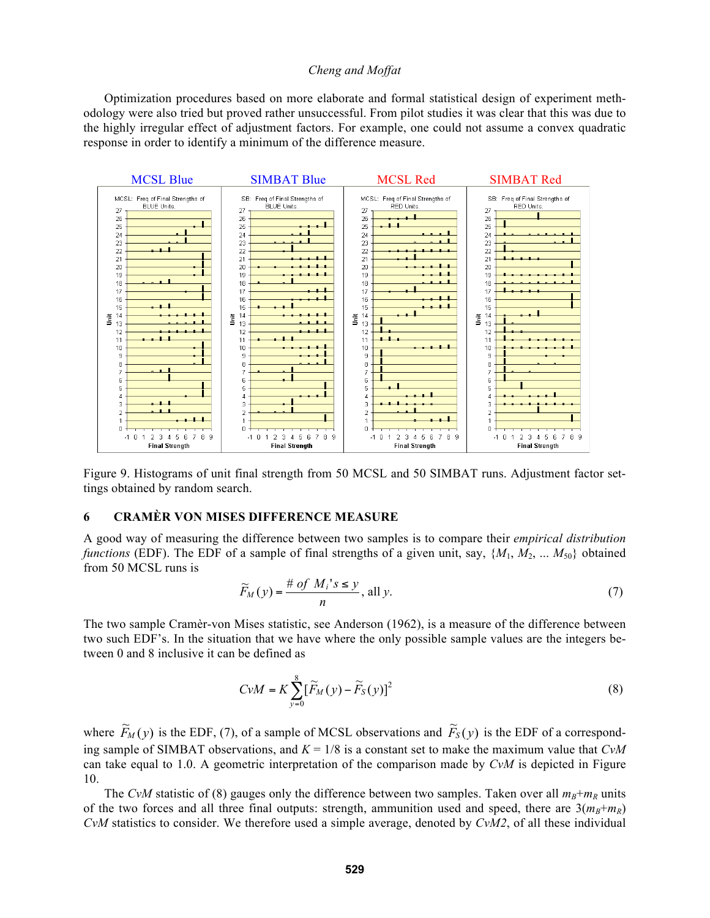Optimization procedures based on more elaborate and formal statistical design of experiment methodology were also tried but proved rather unsuccessful. From pilot studies it was clear that this was due to the highly irregular effect of adjustment factors. For example, one could not assume a convex quadratic response in order to identify a minimum of the difference measure.

Figure 9. Histograms of unit final strength from 50 MCSL and 50 SIMBAT runs. Adjustment factor settings obtained by random search.

## 6 CRAMÈR VON MISES DIFFERENCE MEASURE

A good way of measuring the difference between two samples is to compare their *empirical distribution functions* (EDF). The EDF of a sample of final strengths of a given unit, say, $\{M_1, M_2, \ldots M_{50}\}$ obtained from 50 MCSL runs is

$$\widetilde{F}_M(y) = \frac{\#\ of\ M_i\text{'s} \leq y}{n},\ \text{all } y. \tag{7}$$

The two sample Cramèr-von Mises statistic, see Anderson (1962), is a measure of the difference between two such EDF's. In the situation that we have where the only possible sample values are the integers between 0 and 8 inclusive it can be defined as

$$CvM = K\sum_{y=0}^{8}[\widetilde{F}_M(y) - \widetilde{F}_S(y)]^2 \tag{8}$$

where $\widetilde{F}_M(y)$ is the EDF, (7), of a sample of MCSL observations and $\widetilde{F}_S(y)$ is the EDF of a corresponding sample of SIMBAT observations, and $K = 1/8$ is a constant set to make the maximum value that $CvM$ can take equal to 1.0. A geometric interpretation of the comparison made by $CvM$ is depicted in Figure 10.

The $CvM$ statistic of (8) gauges only the difference between two samples. Taken over all $m_B+m_R$ units of the two forces and all three final outputs: strength, ammunition used and speed, there are $3(m_B+m_R)$ $CvM$ statistics to consider. We therefore used a simple average, denoted by $CvM2$, of all these individual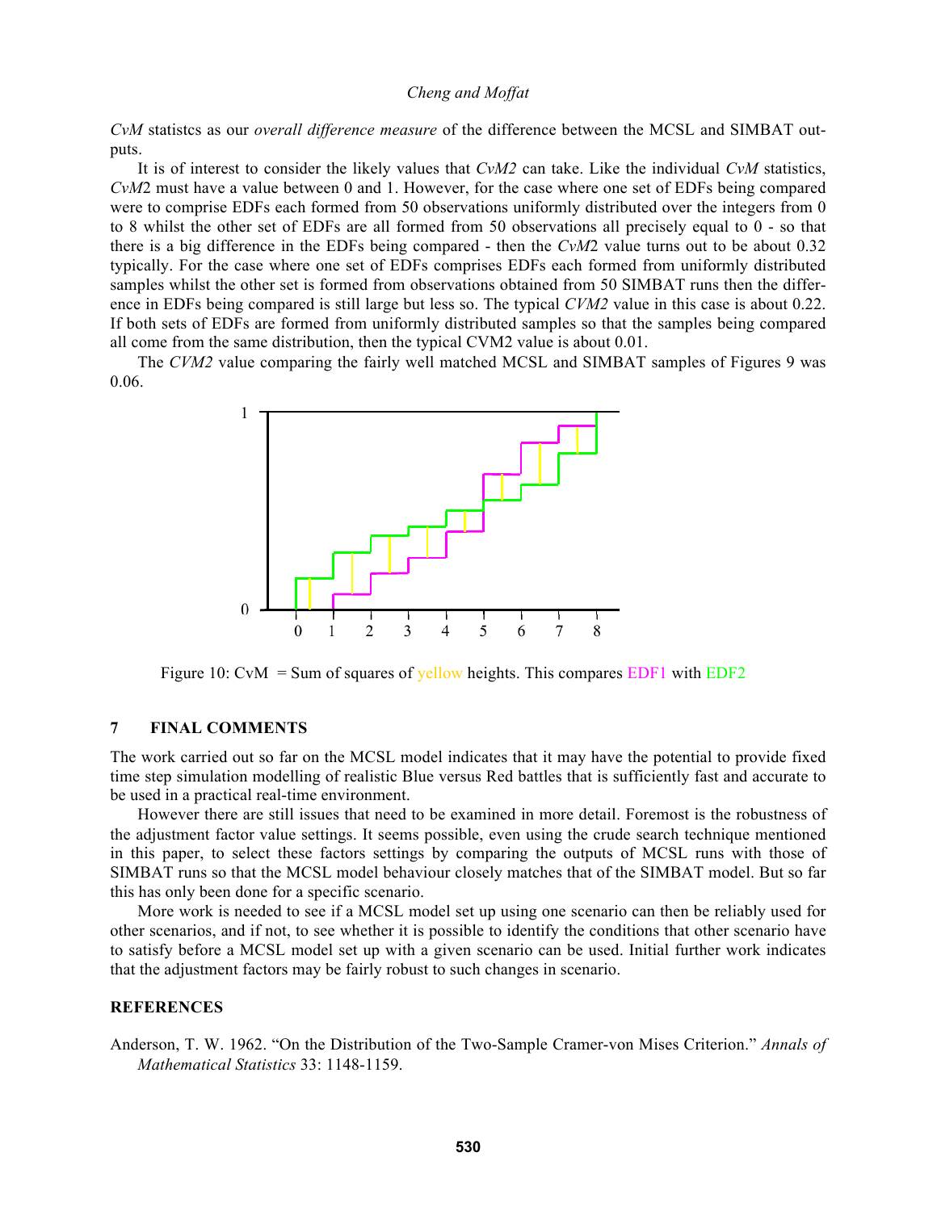*CvM* statistcs as our *overall difference measure* of the difference between the MCSL and SIMBAT outputs.

It is of interest to consider the likely values that *CvM2* can take. Like the individual *CvM* statistics, *CvM*2 must have a value between 0 and 1. However, for the case where one set of EDFs being compared were to comprise EDFs each formed from 50 observations uniformly distributed over the integers from 0 to 8 whilst the other set of EDFs are all formed from 50 observations all precisely equal to 0 - so that there is a big difference in the EDFs being compared - then the *CvM*2 value turns out to be about 0.32 typically. For the case where one set of EDFs comprises EDFs each formed from uniformly distributed samples whilst the other set is formed from observations obtained from 50 SIMBAT runs then the difference in EDFs being compared is still large but less so. The typical *CVM2* value in this case is about 0.22. If both sets of EDFs are formed from uniformly distributed samples so that the samples being compared all come from the same distribution, then the typical CVM2 value is about 0.01.

The *CVM2* value comparing the fairly well matched MCSL and SIMBAT samples of Figures 9 was 0.06.

Figure 10: CvM = Sum of squares of yellow heights. This compares EDF1 with EDF2

## 7 FINAL COMMENTS

The work carried out so far on the MCSL model indicates that it may have the potential to provide fixed time step simulation modelling of realistic Blue versus Red battles that is sufficiently fast and accurate to be used in a practical real-time environment.

However there are still issues that need to be examined in more detail. Foremost is the robustness of the adjustment factor value settings. It seems possible, even using the crude search technique mentioned in this paper, to select these factors settings by comparing the outputs of MCSL runs with those of SIMBAT runs so that the MCSL model behaviour closely matches that of the SIMBAT model. But so far this has only been done for a specific scenario.

More work is needed to see if a MCSL model set up using one scenario can then be reliably used for other scenarios, and if not, to see whether it is possible to identify the conditions that other scenario have to satisfy before a MCSL model set up with a given scenario can be used. Initial further work indicates that the adjustment factors may be fairly robust to such changes in scenario.

## REFERENCES

Anderson, T. W. 1962. "On the Distribution of the Two-Sample Cramer-von Mises Criterion." *Annals of Mathematical Statistics* 33: 1148-1159.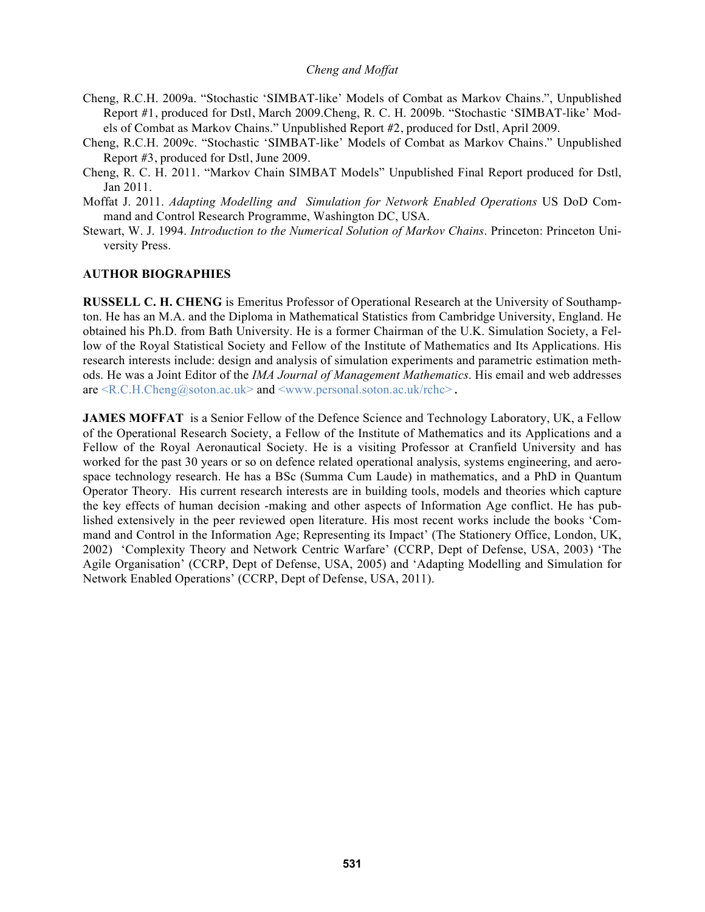Cheng, R.C.H. 2009a. "Stochastic 'SIMBAT-like' Models of Combat as Markov Chains.", Unpublished Report #1, produced for Dstl, March 2009.Cheng, R. C. H. 2009b. "Stochastic 'SIMBAT-like' Models of Combat as Markov Chains." Unpublished Report #2, produced for Dstl, April 2009.

Cheng, R.C.H. 2009c. "Stochastic 'SIMBAT-like' Models of Combat as Markov Chains." Unpublished Report #3, produced for Dstl, June 2009.

Cheng, R. C. H. 2011. "Markov Chain SIMBAT Models" Unpublished Final Report produced for Dstl, Jan 2011.

Moffat J. 2011. *Adapting Modelling and Simulation for Network Enabled Operations* US DoD Command and Control Research Programme, Washington DC, USA.

Stewart, W. J. 1994. *Introduction to the Numerical Solution of Markov Chains*. Princeton: Princeton University Press.

## AUTHOR BIOGRAPHIES

**RUSSELL C. H. CHENG** is Emeritus Professor of Operational Research at the University of Southampton. He has an M.A. and the Diploma in Mathematical Statistics from Cambridge University, England. He obtained his Ph.D. from Bath University. He is a former Chairman of the U.K. Simulation Society, a Fellow of the Royal Statistical Society and Fellow of the Institute of Mathematics and Its Applications. His research interests include: design and analysis of simulation experiments and parametric estimation methods. He was a Joint Editor of the *IMA Journal of Management Mathematics*. His email and web addresses are <R.C.H.Cheng@soton.ac.uk> and <www.personal.soton.ac.uk/rchc>.

**JAMES MOFFAT** is a Senior Fellow of the Defence Science and Technology Laboratory, UK, a Fellow of the Operational Research Society, a Fellow of the Institute of Mathematics and its Applications and a Fellow of the Royal Aeronautical Society. He is a visiting Professor at Cranfield University and has worked for the past 30 years or so on defence related operational analysis, systems engineering, and aerospace technology research. He has a BSc (Summa Cum Laude) in mathematics, and a PhD in Quantum Operator Theory. His current research interests are in building tools, models and theories which capture the key effects of human decision -making and other aspects of Information Age conflict. He has published extensively in the peer reviewed open literature. His most recent works include the books 'Command and Control in the Information Age; Representing its Impact' (The Stationery Office, London, UK, 2002) 'Complexity Theory and Network Centric Warfare' (CCRP, Dept of Defense, USA, 2003) 'The Agile Organisation' (CCRP, Dept of Defense, USA, 2005) and 'Adapting Modelling and Simulation for Network Enabled Operations' (CCRP, Dept of Defense, USA, 2011).